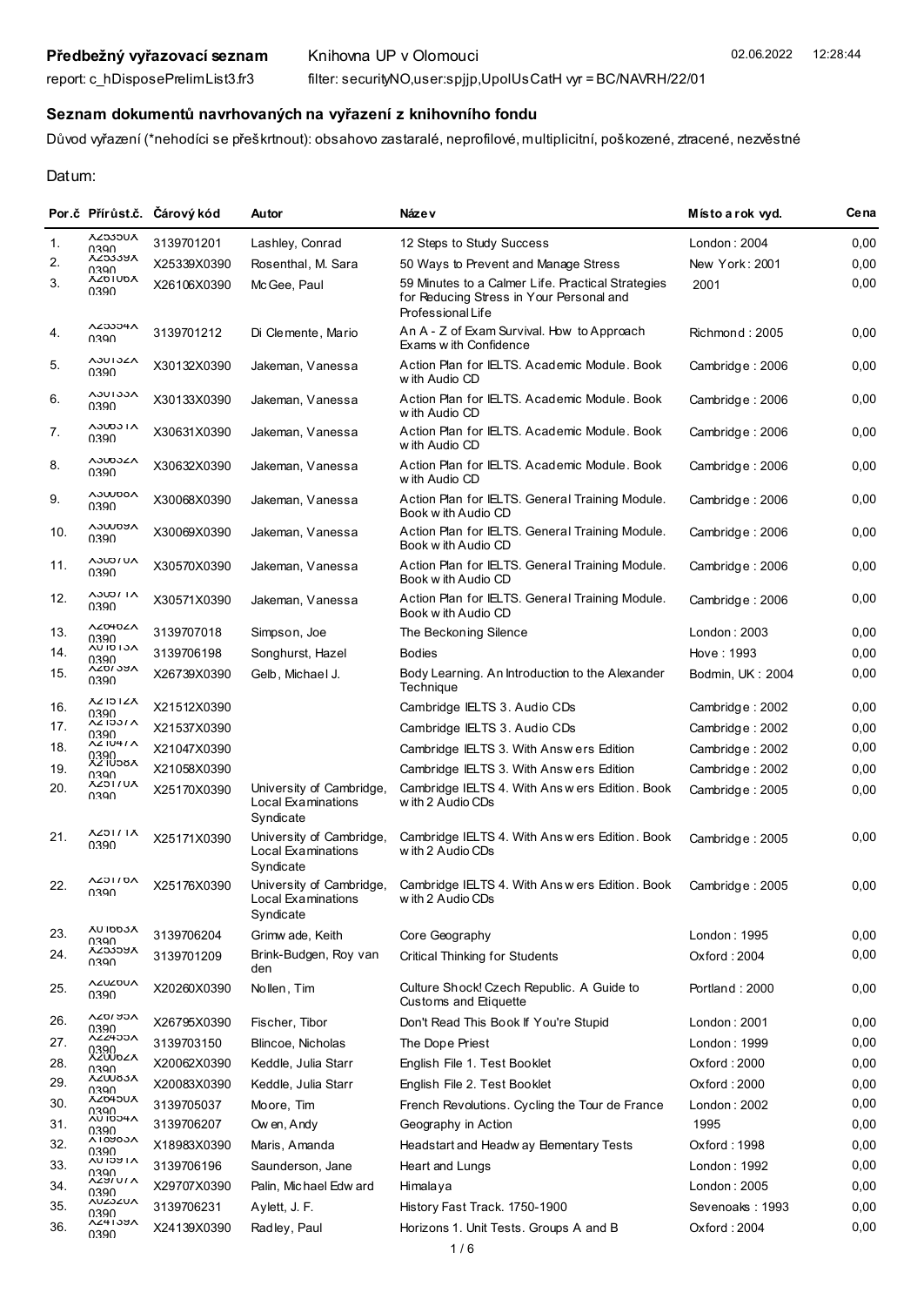**Předbežný vyřazovací seznam** Knihovna UP v Olomouci 02.06.2022 12:28:44

report: c_hDisposePrelimList3.fr3 filter: securityNO,user:spjjp,UpolUsCatH vyr = BC/NAVRH/22/01

## Seznam dokumentů navrhovaných na vyřazení z knihovního fondu

Důvod vyřazení (*nehodící se přeškrtnout): obsahovo zastaralé, neprofilové, multiplicitní, poškozené, ztracené, nezvěstné

Datum:

| Por.č | Přírůst.č. | Čárový kód | Autor | Název | Místo a rok vyd. | Cena |
|---|---|---|---|---|---|---|
| 1. | X25350X0390 | 3139701201 | Lashley, Conrad | 12 Steps to Study Success | London : 2004 | 0,00 |
| 2. | X25339X0390 | X25339X0390 | Rosenthal, M. Sara | 50 Ways to Prevent and Manage Stress | New York : 2001 | 0,00 |
| 3. | X26106X0390 | X26106X0390 | McGee, Paul | 59 Minutes to a Calmer Life. Practical Strategies for Reducing Stress in Your Personal and Professional Life | 2001 | 0,00 |
| 4. | X25354X0390 | 3139701212 | Di Clemente, Mario | An A - Z of Exam Survival. How to Approach Exams with Confidence | Richmond : 2005 | 0,00 |
| 5. | X30132X0390 | X30132X0390 | Jakeman, Vanessa | Action Plan for IELTS. Academic Module. Book with Audio CD | Cambridge : 2006 | 0,00 |
| 6. | X30133X0390 | X30133X0390 | Jakeman, Vanessa | Action Plan for IELTS. Academic Module. Book with Audio CD | Cambridge : 2006 | 0,00 |
| 7. | X30631X0390 | X30631X0390 | Jakeman, Vanessa | Action Plan for IELTS. Academic Module. Book with Audio CD | Cambridge : 2006 | 0,00 |
| 8. | X30632X0390 | X30632X0390 | Jakeman, Vanessa | Action Plan for IELTS. Academic Module. Book with Audio CD | Cambridge : 2006 | 0,00 |
| 9. | X30068X0390 | X30068X0390 | Jakeman, Vanessa | Action Plan for IELTS. General Training Module. Book with Audio CD | Cambridge : 2006 | 0,00 |
| 10. | X30069X0390 | X30069X0390 | Jakeman, Vanessa | Action Plan for IELTS. General Training Module. Book with Audio CD | Cambridge : 2006 | 0,00 |
| 11. | X30570X0390 | X30570X0390 | Jakeman, Vanessa | Action Plan for IELTS. General Training Module. Book with Audio CD | Cambridge : 2006 | 0,00 |
| 12. | X30571X0390 | X30571X0390 | Jakeman, Vanessa | Action Plan for IELTS. General Training Module. Book with Audio CD | Cambridge : 2006 | 0,00 |
| 13. | X26462X0390 | 3139707018 | Simpson, Joe | The Beckoning Silence | London : 2003 | 0,00 |
| 14. | X01613X0390 | 3139706198 | Songhurst, Hazel | Bodies | Hove : 1993 | 0,00 |
| 15. | X26739X0390 | X26739X0390 | Gelb, Michael J. | Body Learning. An Introduction to the Alexander Technique | Bodmin, UK : 2004 | 0,00 |
| 16. | X21512X0390 | X21512X0390 | | Cambridge IELTS 3. Audio CDs | Cambridge : 2002 | 0,00 |
| 17. | X21537X0390 | X21537X0390 | | Cambridge IELTS 3. Audio CDs | Cambridge : 2002 | 0,00 |
| 18. | X21047X0390 | X21047X0390 | | Cambridge IELTS 3. With Answers Edition | Cambridge : 2002 | 0,00 |
| 19. | X21058X0390 | X21058X0390 | | Cambridge IELTS 3. With Answers Edition | Cambridge : 2002 | 0,00 |
| 20. | X25170X0390 | X25170X0390 | University of Cambridge, Local Examinations Syndicate | Cambridge IELTS 4. With Answers Edition. Book with 2 Audio CDs | Cambridge : 2005 | 0,00 |
| 21. | X25171X0390 | X25171X0390 | University of Cambridge, Local Examinations Syndicate | Cambridge IELTS 4. With Answers Edition. Book with 2 Audio CDs | Cambridge : 2005 | 0,00 |
| 22. | X25176X0390 | X25176X0390 | University of Cambridge, Local Examinations Syndicate | Cambridge IELTS 4. With Answers Edition. Book with 2 Audio CDs | Cambridge : 2005 | 0,00 |
| 23. | X01663X0390 | 3139706204 | Grimwade, Keith | Core Geography | London : 1995 | 0,00 |
| 24. | X25359X0390 | 3139701209 | Brink-Budgen, Roy van den | Critical Thinking for Students | Oxford : 2004 | 0,00 |
| 25. | X20260X0390 | X20260X0390 | Nollen, Tim | Culture Shock! Czech Republic. A Guide to Customs and Etiquette | Portland : 2000 | 0,00 |
| 26. | X26795X0390 | X26795X0390 | Fischer, Tibor | Don't Read This Book If You're Stupid | London : 2001 | 0,00 |
| 27. | X22455X0390 | 3139703150 | Blincoe, Nicholas | The Dope Priest | London : 1999 | 0,00 |
| 28. | X20062X0390 | X20062X0390 | Keddle, Julia Starr | English File 1. Test Booklet | Oxford : 2000 | 0,00 |
| 29. | X20083X0390 | X20083X0390 | Keddle, Julia Starr | English File 2. Test Booklet | Oxford : 2000 | 0,00 |
| 30. | X26450X0390 | 3139705037 | Moore, Tim | French Revolutions. Cycling the Tour de France | London : 2002 | 0,00 |
| 31. | X01654X0390 | 3139706207 | Owen, Andy | Geography in Action | 1995 | 0,00 |
| 32. | X18983X0390 | X18983X0390 | Maris, Amanda | Headstart and Headway Elementary Tests | Oxford : 1998 | 0,00 |
| 33. | X01591X0390 | 3139706196 | Saunderson, Jane | Heart and Lungs | London : 1992 | 0,00 |
| 34. | X29707X0390 | X29707X0390 | Palin, Michael Edward | Himalaya | London : 2005 | 0,00 |
| 35. | X02320X0390 | 3139706231 | Aylett, J. F. | History Fast Track. 1750-1900 | Sevenoaks : 1993 | 0,00 |
| 36. | X24139X0390 | X24139X0390 | Radley, Paul | Horizons 1. Unit Tests. Groups A and B | Oxford : 2004 | 0,00 |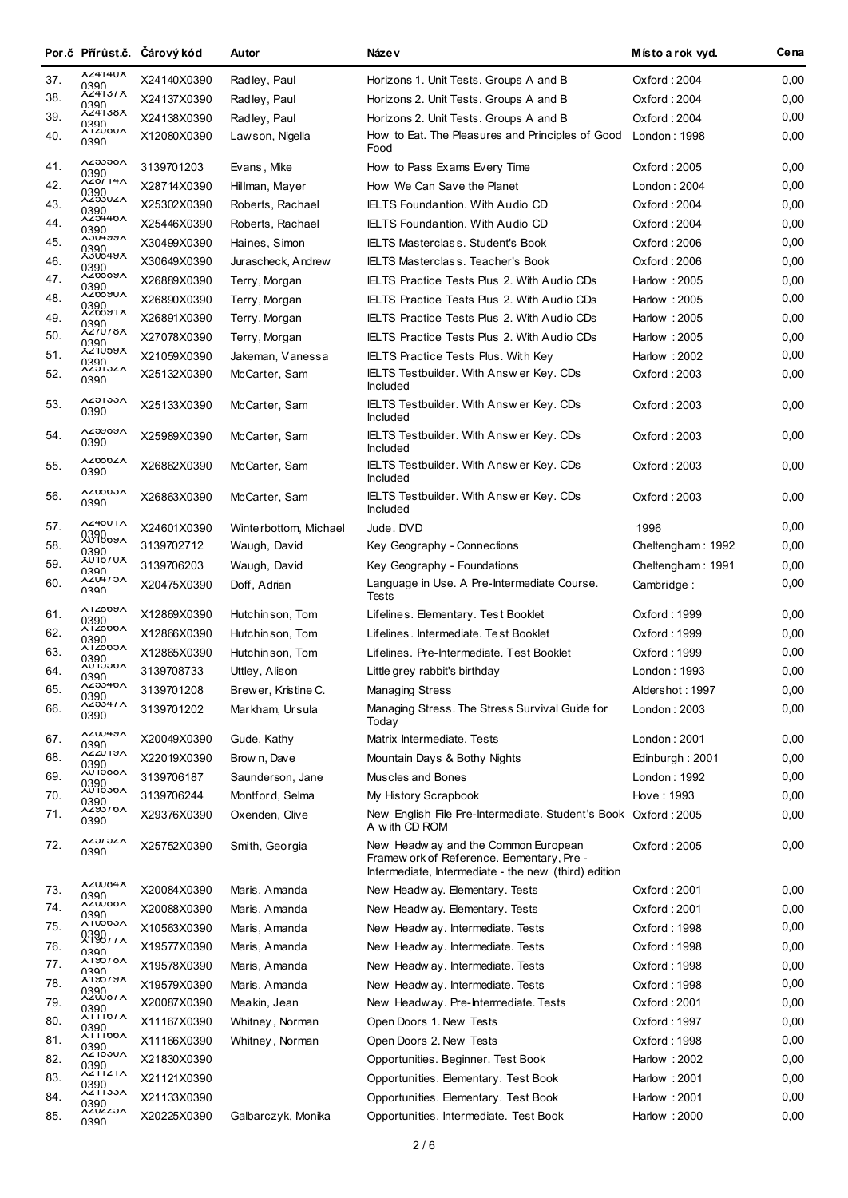| Por.č | Přírůst.č. | Čárový kód | Autor | Název | Místo a rok vyd. | Cena |
|---|---|---|---|---|---|---|
| 37. | X24140X 0390 | X24140X0390 | Radley, Paul | Horizons 1. Unit Tests. Groups A and B | Oxford : 2004 | 0,00 |
| 38. | X24137X 0390 | X24137X0390 | Radley, Paul | Horizons 2. Unit Tests. Groups A and B | Oxford : 2004 | 0,00 |
| 39. | X24138X 0390 | X24138X0390 | Radley, Paul | Horizons 2. Unit Tests. Groups A and B | Oxford : 2004 | 0,00 |
| 40. | X12080X 0390 | X12080X0390 | Lawson, Nigella | How to Eat. The Pleasures and Principles of Good Food | London : 1998 | 0,00 |
| 41. | X25550X 0390 | 3139701203 | Evans, Mike | How to Pass Exams Every Time | Oxford : 2005 | 0,00 |
| 42. | X28714X 0390 | X28714X0390 | Hillman, Mayer | How We Can Save the Planet | London : 2004 | 0,00 |
| 43. | X25302X 0390 | X25302X0390 | Roberts, Rachael | IELTS Foundantion. With Audio CD | Oxford : 2004 | 0,00 |
| 44. | X25446X 0390 | X25446X0390 | Roberts, Rachael | IELTS Foundantion. With Audio CD | Oxford : 2004 | 0,00 |
| 45. | X30499X 0390 | X30499X0390 | Haines, Simon | IELTS Masterclass. Student's Book | Oxford : 2006 | 0,00 |
| 46. | X30649X 0390 | X30649X0390 | Jurascheck, Andrew | IELTS Masterclass. Teacher's Book | Oxford : 2006 | 0,00 |
| 47. | X26889X 0390 | X26889X0390 | Terry, Morgan | IELTS Practice Tests Plus 2. With Audio CDs | Harlow : 2005 | 0,00 |
| 48. | X26890X 0390 | X26890X0390 | Terry, Morgan | IELTS Practice Tests Plus 2. With Audio CDs | Harlow : 2005 | 0,00 |
| 49. | X26891X 0390 | X26891X0390 | Terry, Morgan | IELTS Practice Tests Plus 2. With Audio CDs | Harlow : 2005 | 0,00 |
| 50. | X27078X 0390 | X27078X0390 | Terry, Morgan | IELTS Practice Tests Plus 2. With Audio CDs | Harlow : 2005 | 0,00 |
| 51. | X21059X 0390 | X21059X0390 | Jakeman, Vanessa | IELTS Practice Tests Plus. With Key | Harlow : 2002 | 0,00 |
| 52. | X25132X 0390 | X25132X0390 | McCarter, Sam | IELTS Testbuilder. With Answer Key. CDs Included | Oxford : 2003 | 0,00 |
| 53. | X25133X 0390 | X25133X0390 | McCarter, Sam | IELTS Testbuilder. With Answer Key. CDs Included | Oxford : 2003 | 0,00 |
| 54. | X25989X 0390 | X25989X0390 | McCarter, Sam | IELTS Testbuilder. With Answer Key. CDs Included | Oxford : 2003 | 0,00 |
| 55. | X26862X 0390 | X26862X0390 | McCarter, Sam | IELTS Testbuilder. With Answer Key. CDs Included | Oxford : 2003 | 0,00 |
| 56. | X26863X 0390 | X26863X0390 | McCarter, Sam | IELTS Testbuilder. With Answer Key. CDs Included | Oxford : 2003 | 0,00 |
| 57. | X24601X 0390 | X24601X0390 | Winterbottom, Michael | Jude. DVD | 1996 | 0,00 |
| 58. | X01609X 0390 | 3139702712 | Waugh, David | Key Geography - Connections | Cheltengham : 1992 | 0,00 |
| 59. | X01670X 0390 | 3139706203 | Waugh, David | Key Geography - Foundations | Cheltengham : 1991 | 0,00 |
| 60. | X20475X 0390 | X20475X0390 | Doff, Adrian | Language in Use. A Pre-Intermediate Course. Tests | Cambridge : | 0,00 |
| 61. | X12869X 0390 | X12869X0390 | Hutchinson, Tom | Lifelines. Elementary. Test Booklet | Oxford : 1999 | 0,00 |
| 62. | X12866X 0390 | X12866X0390 | Hutchinson, Tom | Lifelines. Intermediate. Test Booklet | Oxford : 1999 | 0,00 |
| 63. | X12865X 0390 | X12865X0390 | Hutchinson, Tom | Lifelines. Pre-Intermediate. Test Booklet | Oxford : 1999 | 0,00 |
| 64. | X01556X 0390 | 3139708733 | Uttley, Alison | Little grey rabbit's birthday | London : 1993 | 0,00 |
| 65. | X25546X 0390 | 3139701208 | Brewer, Kristine C. | Managing Stress | Aldershot : 1997 | 0,00 |
| 66. | X25547X 0390 | 3139701202 | Markham, Ursula | Managing Stress. The Stress Survival Guide for Today | London : 2003 | 0,00 |
| 67. | X20049X 0390 | X20049X0390 | Gude, Kathy | Matrix Intermediate. Tests | London : 2001 | 0,00 |
| 68. | X22019X 0390 | X22019X0390 | Brown, Dave | Mountain Days & Bothy Nights | Edinburgh : 2001 | 0,00 |
| 69. | X01566X 0390 | 3139706187 | Saunderson, Jane | Muscles and Bones | London : 1992 | 0,00 |
| 70. | X01656X 0390 | 3139706244 | Montford, Selma | My History Scrapbook | Hove : 1993 | 0,00 |
| 71. | X29376X 0390 | X29376X0390 | Oxenden, Clive | New English File Pre-Intermediate. Student's Book A with CD ROM | Oxford : 2005 | 0,00 |
| 72. | X25752X 0390 | X25752X0390 | Smith, Georgia | New Headway and the Common European Framework of Reference. Elementary, Pre - Intermediate, Intermediate - the new (third) edition | Oxford : 2005 | 0,00 |
| 73. | X20084X 0390 | X20084X0390 | Maris, Amanda | New Headway. Elementary. Tests | Oxford : 2001 | 0,00 |
| 74. | X20088X 0390 | X20088X0390 | Maris, Amanda | New Headway. Elementary. Tests | Oxford : 2001 | 0,00 |
| 75. | X10563X 0390 | X10563X0390 | Maris, Amanda | New Headway. Intermediate. Tests | Oxford : 1998 | 0,00 |
| 76. | X19577X 0390 | X19577X0390 | Maris, Amanda | New Headway. Intermediate. Tests | Oxford : 1998 | 0,00 |
| 77. | X19578X 0390 | X19578X0390 | Maris, Amanda | New Headway. Intermediate. Tests | Oxford : 1998 | 0,00 |
| 78. | X19579X 0390 | X19579X0390 | Maris, Amanda | New Headway. Intermediate. Tests | Oxford : 1998 | 0,00 |
| 79. | X20087X 0390 | X20087X0390 | Meakin, Jean | New Headway. Pre-Intermediate. Tests | Oxford : 2001 | 0,00 |
| 80. | X11167X 0390 | X11167X0390 | Whitney, Norman | Open Doors 1. New Tests | Oxford : 1997 | 0,00 |
| 81. | X11166X 0390 | X11166X0390 | Whitney, Norman | Open Doors 2. New Tests | Oxford : 1998 | 0,00 |
| 82. | X21830X 0390 | X21830X0390 | | Opportunities. Beginner. Test Book | Harlow : 2002 | 0,00 |
| 83. | X21121X 0390 | X21121X0390 | | Opportunities. Elementary. Test Book | Harlow : 2001 | 0,00 |
| 84. | X21133X 0390 | X21133X0390 | | Opportunities. Elementary. Test Book | Harlow : 2001 | 0,00 |
| 85. | X20225X 0390 | X20225X0390 | Galbarczyk, Monika | Opportunities. Intermediate. Test Book | Harlow : 2000 | 0,00 |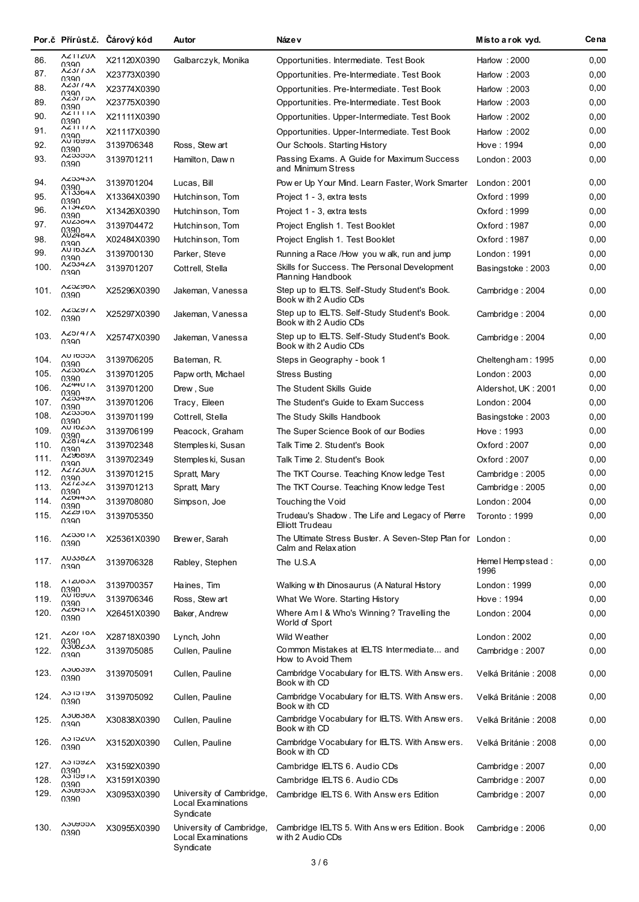| Por.č | Přírůst.č. | Čárový kód | Autor | Název | Místo a rok vyd. | Cena |
|---|---|---|---|---|---|---|
| 86. | X21120X0390 | X21120X0390 | Galbarczyk, Monika | Opportunities. Intermediate. Test Book | Harlow : 2000 | 0,00 |
| 87. | X23773X0390 | X23773X0390 | | Opportunities. Pre-Intermediate. Test Book | Harlow : 2003 | 0,00 |
| 88. | X23774X0390 | X23774X0390 | | Opportunities. Pre-Intermediate. Test Book | Harlow : 2003 | 0,00 |
| 89. | X23775X0390 | X23775X0390 | | Opportunities. Pre-Intermediate. Test Book | Harlow : 2003 | 0,00 |
| 90. | X21111X0390 | X21111X0390 | | Opportunities. Upper-Intermediate. Test Book | Harlow : 2002 | 0,00 |
| 91. | X21117X0390 | X21117X0390 | | Opportunities. Upper-Intermediate. Test Book | Harlow : 2002 | 0,00 |
| 92. | X01699X0390 | 3139706348 | Ross, Stewart | Our Schools. Starting History | Hove : 1994 | 0,00 |
| 93. | X25555X0390 | 3139701211 | Hamilton, Dawn | Passing Exams. A Guide for Maximum Success and Minimum Stress | London : 2003 | 0,00 |
| 94. | X25545X0390 | 3139701204 | Lucas, Bill | Power Up Your Mind. Learn Faster, Work Smarter | London : 2001 | 0,00 |
| 95. | X13364X0390 | X13364X0390 | Hutchinson, Tom | Project 1 - 3, extra tests | Oxford : 1999 | 0,00 |
| 96. | X13426X0390 | X13426X0390 | Hutchinson, Tom | Project 1 - 3, extra tests | Oxford : 1999 | 0,00 |
| 97. | X02504X0390 | 3139704472 | Hutchinson, Tom | Project English 1. Test Booklet | Oxford : 1987 | 0,00 |
| 98. | X02484X0390 | X02484X0390 | Hutchinson, Tom | Project English 1. Test Booklet | Oxford : 1987 | 0,00 |
| 99. | X01632X0390 | 3139700130 | Parker, Steve | Running a Race /How you walk, run and jump | London : 1991 | 0,00 |
| 100. | X25542X0390 | 3139701207 | Cottrell, Stella | Skills for Success. The Personal Development Planning Handbook | Basingstoke : 2003 | 0,00 |
| 101. | X25296X0390 | X25296X0390 | Jakeman, Vanessa | Step up to IELTS. Self-Study Student's Book. Book with 2 Audio CDs | Cambridge : 2004 | 0,00 |
| 102. | X25297X0390 | X25297X0390 | Jakeman, Vanessa | Step up to IELTS. Self-Study Student's Book. Book with 2 Audio CDs | Cambridge : 2004 | 0,00 |
| 103. | X25747X0390 | X25747X0390 | Jakeman, Vanessa | Step up to IELTS. Self-Study Student's Book. Book with 2 Audio CDs | Cambridge : 2004 | 0,00 |
| 104. | X01655X0390 | 3139706205 | Bateman, R. | Steps in Geography - book 1 | Cheltengham : 1995 | 0,00 |
| 105. | X25562X0390 | 3139701205 | Papworth, Michael | Stress Busting | London : 2003 | 0,00 |
| 106. | X24401X0390 | 3139701200 | Drew, Sue | The Student Skills Guide | Aldershot, UK : 2001 | 0,00 |
| 107. | X25549X0390 | 3139701206 | Tracy, Eileen | The Student's Guide to Exam Success | London : 2004 | 0,00 |
| 108. | X25556X0390 | 3139701199 | Cottrell, Stella | The Study Skills Handbook | Basingstoke : 2003 | 0,00 |
| 109. | X01623X0390 | 3139706199 | Peacock, Graham | The Super Science Book of our Bodies | Hove : 1993 | 0,00 |
| 110. | X28142X0390 | 3139702348 | Stempleski, Susan | Talk Time 2. Student's Book | Oxford : 2007 | 0,00 |
| 111. | X29689X0390 | 3139702349 | Stempleski, Susan | Talk Time 2. Student's Book | Oxford : 2007 | 0,00 |
| 112. | X27230X0390 | 3139701215 | Spratt, Mary | The TKT Course. Teaching Knowledge Test | Cambridge : 2005 | 0,00 |
| 113. | X27232X0390 | 3139701213 | Spratt, Mary | The TKT Course. Teaching Knowledge Test | Cambridge : 2005 | 0,00 |
| 114. | X26445X0390 | 3139708080 | Simpson, Joe | Touching the Void | London : 2004 | 0,00 |
| 115. | X22916X0390 | 3139705350 | | Trudeau's Shadow. The Life and Legacy of Pierre Elliott Trudeau | Toronto : 1999 | 0,00 |
| 116. | X25361X0390 | X25361X0390 | Brewer, Sarah | The Ultimate Stress Buster. A Seven-Step Plan for Calm and Relaxation | London : | 0,00 |
| 117. | X03382X0390 | 3139706328 | Rabley, Stephen | The U.S.A | Hemel Hempstead : 1996 | 0,00 |
| 118. | X12085X0390 | 3139700357 | Haines, Tim | Walking with Dinosaurus (A Natural History | London : 1999 | 0,00 |
| 119. | X01690X0390 | 3139706346 | Ross, Stewart | What We Wore. Starting History | Hove : 1994 | 0,00 |
| 120. | X26451X0390 | X26451X0390 | Baker, Andrew | Where Am I & Who's Winning? Travelling the World of Sport | London : 2004 | 0,00 |
| 121. | X28718X0390 | X28718X0390 | Lynch, John | Wild Weather | London : 2002 | 0,00 |
| 122. | X30823X0390 | 3139705085 | Cullen, Pauline | Common Mistakes at IELTS Intermediate... and How to Avoid Them | Cambridge : 2007 | 0,00 |
| 123. | X30839X0390 | 3139705091 | Cullen, Pauline | Cambridge Vocabulary for IELTS. With Answers. Book with CD | Velká Británie : 2008 | 0,00 |
| 124. | X31519X0390 | 3139705092 | Cullen, Pauline | Cambridge Vocabulary for IELTS. With Answers. Book with CD | Velká Británie : 2008 | 0,00 |
| 125. | X30838X0390 | X30838X0390 | Cullen, Pauline | Cambridge Vocabulary for IELTS. With Answers. Book with CD | Velká Británie : 2008 | 0,00 |
| 126. | X31520X0390 | X31520X0390 | Cullen, Pauline | Cambridge Vocabulary for IELTS. With Answers. Book with CD | Velká Británie : 2008 | 0,00 |
| 127. | X31592X0390 | X31592X0390 | | Cambridge IELTS 6. Audio CDs | Cambridge : 2007 | 0,00 |
| 128. | X31591X0390 | X31591X0390 | | Cambridge IELTS 6. Audio CDs | Cambridge : 2007 | 0,00 |
| 129. | X30953X0390 | X30953X0390 | University of Cambridge, Local Examinations Syndicate | Cambridge IELTS 6. With Answers Edition | Cambridge : 2007 | 0,00 |
| 130. | X30955X0390 | X30955X0390 | University of Cambridge, Local Examinations Syndicate | Cambridge IELTS 5. With Answers Edition. Book with 2 Audio CDs | Cambridge : 2006 | 0,00 |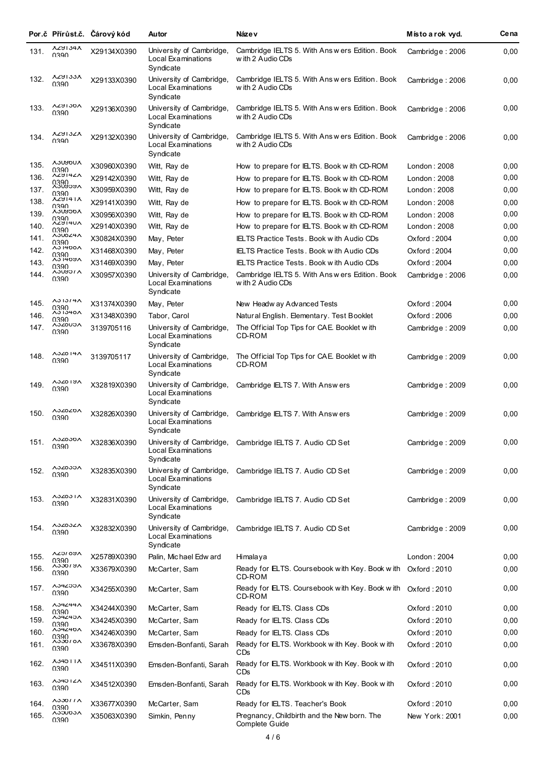| Por.č | Přírůst.č. | Čárový kód | Autor | Název | Místo a rok vyd. | Cena |
|---|---|---|---|---|---|---|
| 131. | X29134X0390 | X29134X0390 | University of Cambridge, Local Examinations Syndicate | Cambridge IELTS 5. With Answers Edition. Book with 2 Audio CDs | Cambridge : 2006 | 0,00 |
| 132. | X29133X0390 | X29133X0390 | University of Cambridge, Local Examinations Syndicate | Cambridge IELTS 5. With Answers Edition. Book with 2 Audio CDs | Cambridge : 2006 | 0,00 |
| 133. | X29136X0390 | X29136X0390 | University of Cambridge, Local Examinations Syndicate | Cambridge IELTS 5. With Answers Edition. Book with 2 Audio CDs | Cambridge : 2006 | 0,00 |
| 134. | X29132X0390 | X29132X0390 | University of Cambridge, Local Examinations Syndicate | Cambridge IELTS 5. With Answers Edition. Book with 2 Audio CDs | Cambridge : 2006 | 0,00 |
| 135. | X30960X0390 | X30960X0390 | Witt, Ray de | How to prepare for IELTS. Book with CD-ROM | London : 2008 | 0,00 |
| 136. | X29142X0390 | X29142X0390 | Witt, Ray de | How to prepare for IELTS. Book with CD-ROM | London : 2008 | 0,00 |
| 137. | X30959X0390 | X30959X0390 | Witt, Ray de | How to prepare for IELTS. Book with CD-ROM | London : 2008 | 0,00 |
| 138. | X29141X0390 | X29141X0390 | Witt, Ray de | How to prepare for IELTS. Book with CD-ROM | London : 2008 | 0,00 |
| 139. | X30956X0390 | X30956X0390 | Witt, Ray de | How to prepare for IELTS. Book with CD-ROM | London : 2008 | 0,00 |
| 140. | X29140X0390 | X29140X0390 | Witt, Ray de | How to prepare for IELTS. Book with CD-ROM | London : 2008 | 0,00 |
| 141. | X30824X0390 | X30824X0390 | May, Peter | IELTS Practice Tests. Book with Audio CDs | Oxford : 2004 | 0,00 |
| 142. | X31468X0390 | X31468X0390 | May, Peter | IELTS Practice Tests. Book with Audio CDs | Oxford : 2004 | 0,00 |
| 143. | X31469X0390 | X31469X0390 | May, Peter | IELTS Practice Tests. Book with Audio CDs | Oxford : 2004 | 0,00 |
| 144. | X30957X0390 | X30957X0390 | University of Cambridge, Local Examinations Syndicate | Cambridge IELTS 5. With Answers Edition. Book with 2 Audio CDs | Cambridge : 2006 | 0,00 |
| 145. | X31374X0390 | X31374X0390 | May, Peter | New Headway Advanced Tests | Oxford : 2004 | 0,00 |
| 146. | X31348X0390 | X31348X0390 | Tabor, Carol | Natural English. Elementary. Test Booklet | Oxford : 2006 | 0,00 |
| 147. | X32805X0390 | 3139705116 | University of Cambridge, Local Examinations Syndicate | The Official Top Tips for CAE. Booklet with CD-ROM | Cambridge : 2009 | 0,00 |
| 148. | X32814X0390 | 3139705117 | University of Cambridge, Local Examinations Syndicate | The Official Top Tips for CAE. Booklet with CD-ROM | Cambridge : 2009 | 0,00 |
| 149. | X32819X0390 | X32819X0390 | University of Cambridge, Local Examinations Syndicate | Cambridge IELTS 7. With Answers | Cambridge : 2009 | 0,00 |
| 150. | X32826X0390 | X32826X0390 | University of Cambridge, Local Examinations Syndicate | Cambridge IELTS 7. With Answers | Cambridge : 2009 | 0,00 |
| 151. | X32836X0390 | X32836X0390 | University of Cambridge, Local Examinations Syndicate | Cambridge IELTS 7. Audio CD Set | Cambridge : 2009 | 0,00 |
| 152. | X32835X0390 | X32835X0390 | University of Cambridge, Local Examinations Syndicate | Cambridge IELTS 7. Audio CD Set | Cambridge : 2009 | 0,00 |
| 153. | X32831X0390 | X32831X0390 | University of Cambridge, Local Examinations Syndicate | Cambridge IELTS 7. Audio CD Set | Cambridge : 2009 | 0,00 |
| 154. | X32832X0390 | X32832X0390 | University of Cambridge, Local Examinations Syndicate | Cambridge IELTS 7. Audio CD Set | Cambridge : 2009 | 0,00 |
| 155. | X25789X0390 | X25789X0390 | Palin, Michael Edward | Himalaya | London : 2004 | 0,00 |
| 156. | X33679X0390 | X33679X0390 | McCarter, Sam | Ready for IELTS. Coursebook with Key. Book with CD-ROM | Oxford : 2010 | 0,00 |
| 157. | X34255X0390 | X34255X0390 | McCarter, Sam | Ready for IELTS. Coursebook with Key. Book with CD-ROM | Oxford : 2010 | 0,00 |
| 158. | X34244X0390 | X34244X0390 | McCarter, Sam | Ready for IELTS. Class CDs | Oxford : 2010 | 0,00 |
| 159. | X34245X0390 | X34245X0390 | McCarter, Sam | Ready for IELTS. Class CDs | Oxford : 2010 | 0,00 |
| 160. | X34246X0390 | X34246X0390 | McCarter, Sam | Ready for IELTS. Class CDs | Oxford : 2010 | 0,00 |
| 161. | X33678X0390 | X33678X0390 | Emsden-Bonfanti, Sarah | Ready for IELTS. Workbook with Key. Book with CDs | Oxford : 2010 | 0,00 |
| 162. | X34511X0390 | X34511X0390 | Emsden-Bonfanti, Sarah | Ready for IELTS. Workbook with Key. Book with CDs | Oxford : 2010 | 0,00 |
| 163. | X34512X0390 | X34512X0390 | Emsden-Bonfanti, Sarah | Ready for IELTS. Workbook with Key. Book with CDs | Oxford : 2010 | 0,00 |
| 164. | X33677X0390 | X33677X0390 | McCarter, Sam | Ready for IELTS. Teacher's Book | Oxford : 2010 | 0,00 |
| 165. | X35063X0390 | X35063X0390 | Simkin, Penny | Pregnancy, Childbirth and the New born. The Complete Guide | New York : 2001 | 0,00 |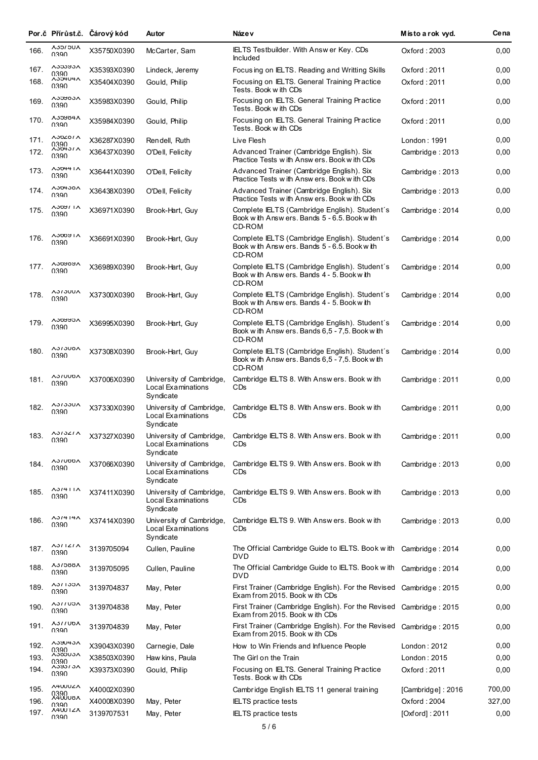| Por.č | Přírůst.č. | Čárový kód | Autor | Název | Místo a rok vyd. | Cena |
|---|---|---|---|---|---|---|
| 166. | X35750X 0390 | X35750X0390 | McCarter, Sam | IELTS Testbuilder. With Answer Key. CDs Included | Oxford : 2003 | 0,00 |
| 167. | X35393X 0390 | X35393X0390 | Lindeck, Jeremy | Focusing on IELTS. Reading and Writting Skills | Oxford : 2011 | 0,00 |
| 168. | X35404X 0390 | X35404X0390 | Gould, Philip | Focusing on IELTS. General Training Practice Tests. Book with CDs | Oxford : 2011 | 0,00 |
| 169. | X35983X 0390 | X35983X0390 | Gould, Philip | Focusing on IELTS. General Training Practice Tests. Book with CDs | Oxford : 2011 | 0,00 |
| 170. | X35984X 0390 | X35984X0390 | Gould, Philip | Focusing on IELTS. General Training Practice Tests. Book with CDs | Oxford : 2011 | 0,00 |
| 171. | X36287X 0390 | X36287X0390 | Rendell, Ruth | Live Flesh | London : 1991 | 0,00 |
| 172. | X36437X 0390 | X36437X0390 | O'Dell, Felicity | Advanced Trainer (Cambridge English). Six Practice Tests with Answers. Book with CDs | Cambridge : 2013 | 0,00 |
| 173. | X36441X 0390 | X36441X0390 | O'Dell, Felicity | Advanced Trainer (Cambridge English). Six Practice Tests with Answers. Book with CDs | Cambridge : 2013 | 0,00 |
| 174. | X36438X 0390 | X36438X0390 | O'Dell, Felicity | Advanced Trainer (Cambridge English). Six Practice Tests with Answers. Book with CDs | Cambridge : 2013 | 0,00 |
| 175. | X36971X 0390 | X36971X0390 | Brook-Hart, Guy | Complete IELTS (Cambridge English). Student´s Book with Answers. Bands 5 - 6.5. Book with CD-ROM | Cambridge : 2014 | 0,00 |
| 176. | X36691X 0390 | X36691X0390 | Brook-Hart, Guy | Complete IELTS (Cambridge English). Student´s Book with Answers. Bands 5 - 6.5. Book with CD-ROM | Cambridge : 2014 | 0,00 |
| 177. | X36989X 0390 | X36989X0390 | Brook-Hart, Guy | Complete IELTS (Cambridge English). Student´s Book with Answers. Bands 4 - 5. Book with CD-ROM | Cambridge : 2014 | 0,00 |
| 178. | X37300X 0390 | X37300X0390 | Brook-Hart, Guy | Complete IELTS (Cambridge English). Student´s Book with Answers. Bands 4 - 5. Book with CD-ROM | Cambridge : 2014 | 0,00 |
| 179. | X36995X 0390 | X36995X0390 | Brook-Hart, Guy | Complete IELTS (Cambridge English). Student´s Book with Answers. Bands 6,5 - 7,5. Book with CD-ROM | Cambridge : 2014 | 0,00 |
| 180. | X37308X 0390 | X37308X0390 | Brook-Hart, Guy | Complete IELTS (Cambridge English). Student´s Book with Answers. Bands 6,5 - 7,5. Book with CD-ROM | Cambridge : 2014 | 0,00 |
| 181. | X37006X 0390 | X37006X0390 | University of Cambridge, Local Examinations Syndicate | Cambridge IELTS 8. With Answers. Book with CDs | Cambridge : 2011 | 0,00 |
| 182. | X37330X 0390 | X37330X0390 | University of Cambridge, Local Examinations Syndicate | Cambridge IELTS 8. With Answers. Book with CDs | Cambridge : 2011 | 0,00 |
| 183. | X37327X 0390 | X37327X0390 | University of Cambridge, Local Examinations Syndicate | Cambridge IELTS 8. With Answers. Book with CDs | Cambridge : 2011 | 0,00 |
| 184. | X37066X 0390 | X37066X0390 | University of Cambridge, Local Examinations Syndicate | Cambridge IELTS 9. With Answers. Book with CDs | Cambridge : 2013 | 0,00 |
| 185. | X37411X 0390 | X37411X0390 | University of Cambridge, Local Examinations Syndicate | Cambridge IELTS 9. With Answers. Book with CDs | Cambridge : 2013 | 0,00 |
| 186. | X37414X 0390 | X37414X0390 | University of Cambridge, Local Examinations Syndicate | Cambridge IELTS 9. With Answers. Book with CDs | Cambridge : 2013 | 0,00 |
| 187. | X37127X 0390 | 3139705094 | Cullen, Pauline | The Official Cambridge Guide to IELTS. Book with DVD | Cambridge : 2014 | 0,00 |
| 188. | X37588X 0390 | 3139705095 | Cullen, Pauline | The Official Cambridge Guide to IELTS. Book with DVD | Cambridge : 2014 | 0,00 |
| 189. | X37135X 0390 | 3139704837 | May, Peter | First Trainer (Cambridge English). For the Revised Exam from 2015. Book with CDs | Cambridge : 2015 | 0,00 |
| 190. | X37705X 0390 | 3139704838 | May, Peter | First Trainer (Cambridge English). For the Revised Exam from 2015. Book with CDs | Cambridge : 2015 | 0,00 |
| 191. | X37706X 0390 | 3139704839 | May, Peter | First Trainer (Cambridge English). For the Revised Exam from 2015. Book with CDs | Cambridge : 2015 | 0,00 |
| 192. | X39043X 0390 | X39043X0390 | Carnegie, Dale | How to Win Friends and Influence People | London : 2012 | 0,00 |
| 193. | X38503X 0390 | X38503X0390 | Hawkins, Paula | The Girl on the Train | London : 2015 | 0,00 |
| 194. | X39373X 0390 | X39373X0390 | Gould, Philip | Focusing on IELTS. General Training Practice Tests. Book with CDs | Oxford : 2011 | 0,00 |
| 195. | X40002X 0390 | X40002X0390 | | Cambridge English IELTS 11 general training | [Cambridge] : 2016 | 700,00 |
| 196. | X40008X 0390 | X40008X0390 | May, Peter | IELTS practice tests | Oxford : 2004 | 327,00 |
| 197. | X40012X 0390 | 3139707531 | May, Peter | IELTS practice tests | [Oxford] : 2011 | 0,00 |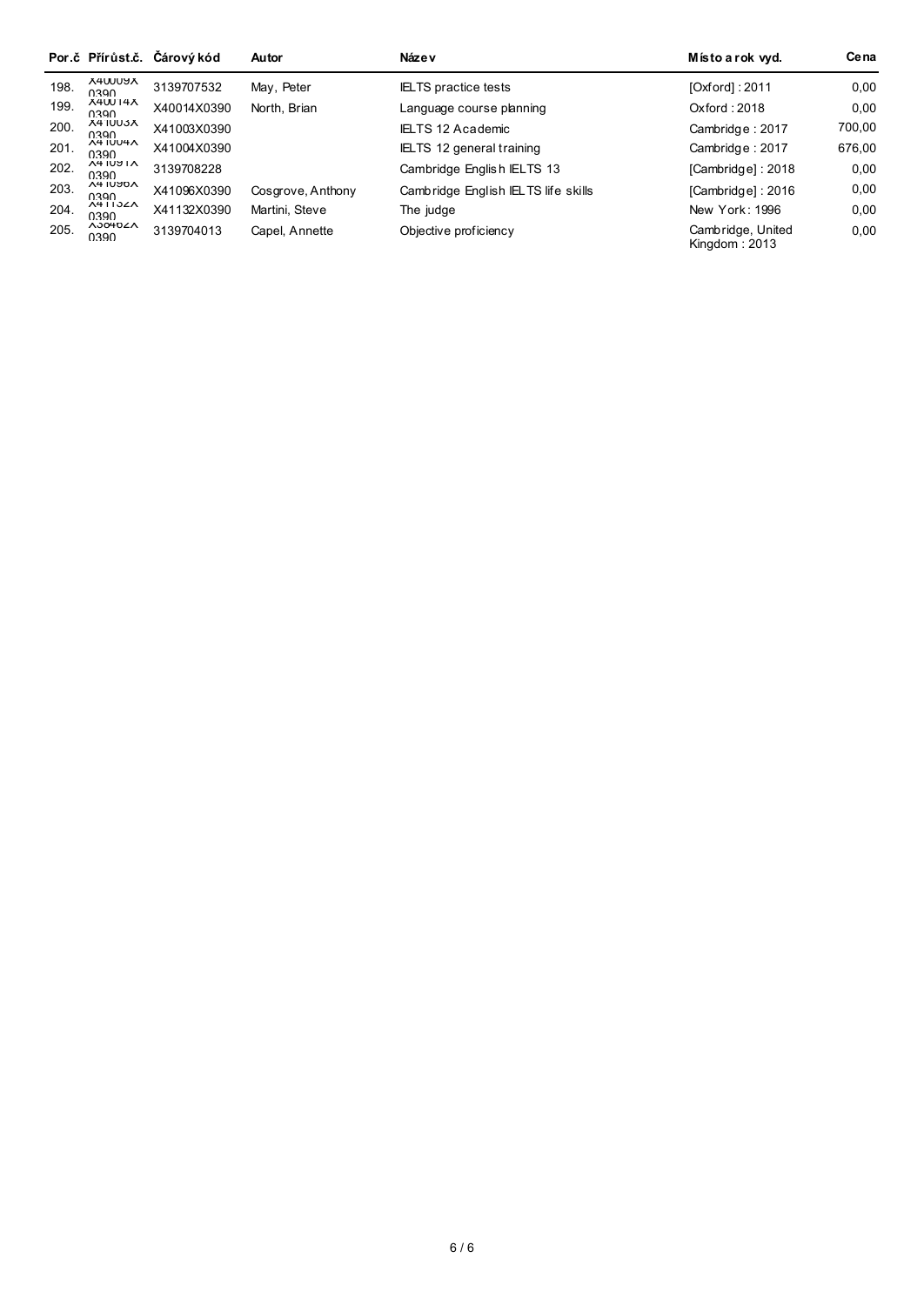| Por.č | Přírůst.č. | Čárový kód | Autor | Název | Místo a rok vyd. | Cena |
|---|---|---|---|---|---|---|
| 198. | X40009X 0390 | 3139707532 | May, Peter | IELTS practice tests | [Oxford] : 2011 | 0,00 |
| 199. | X40014X 0390 | X40014X0390 | North, Brian | Language course planning | Oxford : 2018 | 0,00 |
| 200. | X41003X 0390 | X41003X0390 | | IELTS 12 Academic | Cambridge : 2017 | 700,00 |
| 201. | X41004X 0390 | X41004X0390 | | IELTS 12 general training | Cambridge : 2017 | 676,00 |
| 202. | X41091X 0390 | 3139708228 | | Cambridge English IELTS 13 | [Cambridge] : 2018 | 0,00 |
| 203. | X41096X 0390 | X41096X0390 | Cosgrove, Anthony | Cambridge English IELTS life skills | [Cambridge] : 2016 | 0,00 |
| 204. | X41132X 0390 | X41132X0390 | Martini, Steve | The judge | New York : 1996 | 0,00 |
| 205. | X38462X 0390 | 3139704013 | Capel, Annette | Objective proficiency | Cambridge, United Kingdom : 2013 | 0,00 |